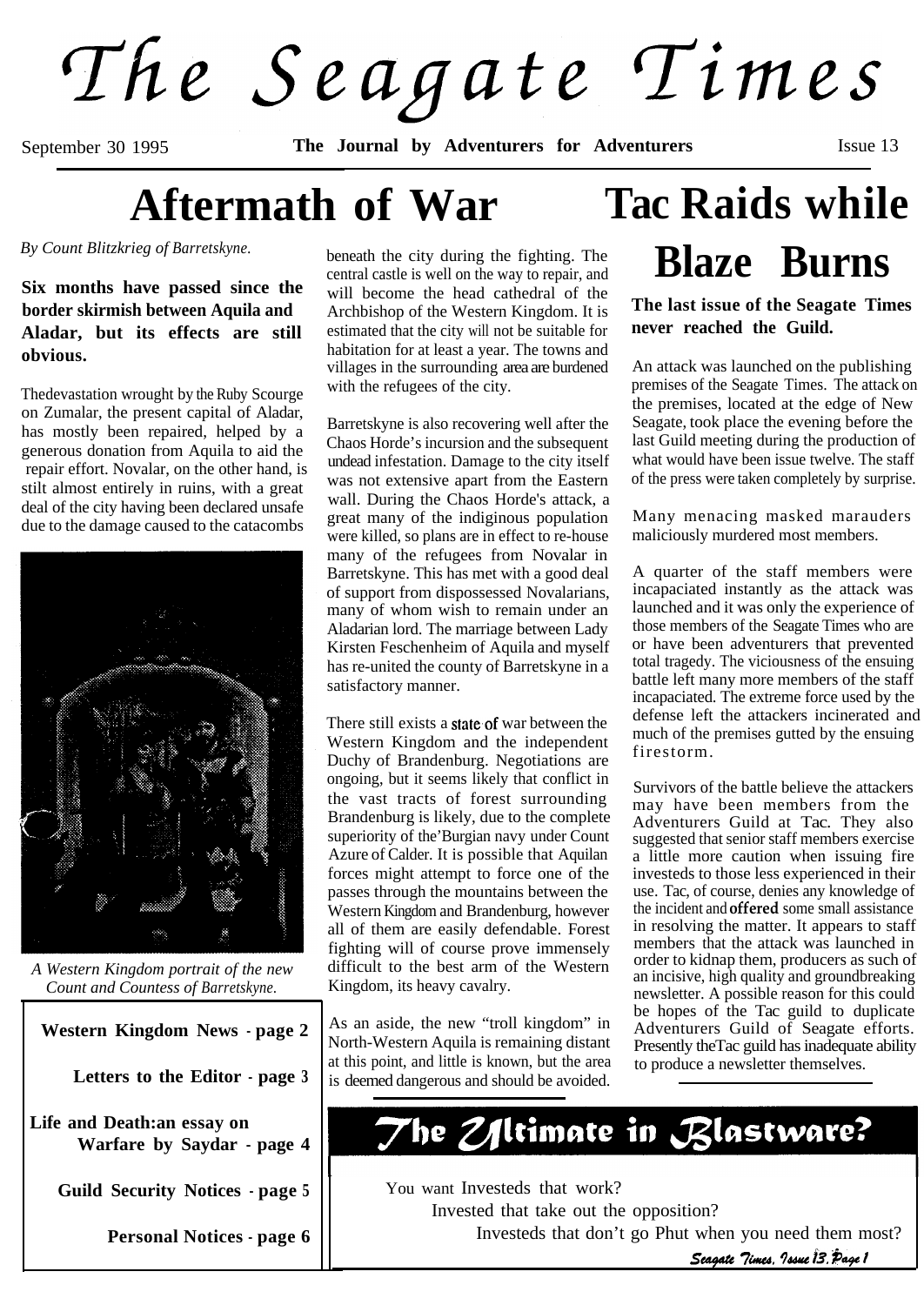# The Seagate Times

September 30 1995 **The Journal by Adventurers for Adventurers** Issue 13

## Aftermath of War

*By Count Blitzkrieg of Barretskyne.*

**Six months have passed since the border skirmish between Aquila and Aladar, but its effects are still obvious.**

Thedevastation wrought by the Ruby Scourge on Zumalar, the present capital of Aladar, has mostly been repaired, helped by a generous donation from Aquila to aid the repair effort. Novalar, on the other hand, is stilt almost entirely in ruins, with a great deal of the city having been declared unsafe due to the damage caused to the catacombs beneath the city during the fighting. The central castle is well on the way to repair, and will become the head cathedral of the Archbishop of the Western Kingdom. It is estimated that the city will not be suitable for habitation for at least a year. The towns and villages in the surrounding area are burdened with the refugees of the city.

*A Western Kingdom portrait of the new Count and Countess of Barretskyne.*

Barretskyne is also recovering well after the Chaos Horde's incursion and the subsequent undead infestation. Damage to the city itself was not extensive apart from the Eastern wall. During the Chaos Horde's attack, a great many of the indiginous population were killed, so plans are in effect to re-house many of the refugees from Novalar in Barretskyne. This has met with a good deal of support from dispossessed Novalarians, many of whom wish to remain under an Aladarian lord. The marriage between Lady Kirsten Feschenheim of Aquila and myself has re-united the county of Barretskyne in a satisfactory manner.

There still exists a state of war between the Western Kingdom and the independent Duchy of Brandenburg. Negotiations are ongoing, but it seems likely that conflict in the vast tracts of forest surrounding Brandenburg is likely, due to the complete superiority of the'Burgian navy under Count Azure of Calder. It is possible that Aquilan forces might attempt to force one of the passes through the mountains between the Western Kingdom and Brandenburg, however all of them are easily defendable. Forest fighting will of course prove immensely difficult to the best arm of the Western Kingdom, its heavy cavalry.

As an aside, the new "troll kingdom" in North-Western Aquila is remaining distant at this point, and little is known, but the area is deemed dangerous and should be avoided.

## Tac Raids while Blaze Burns

**The last issue of the Seagate Times never reached the Guild.**

An attack was launched on the publishing premises of the Seagate Times. The attack on the premises, located at the edge of New Seagate, took place the evening before the last Guild meeting during the production of what would have been issue twelve. The staff of the press were taken completely by surprise.

Many menacing masked marauders maliciously murdered most members.

A quarter of the staff members were incapaciated instantly as the attack was launched and it was only the experience of those members of the Seagate Times who are or have been adventurers that prevented total tragedy. The viciousness of the ensuing battle left many more members of the staff incapaciated. The extreme force used by the defense left the attackers incinerated and much of the premises gutted by the ensuing firestorm.

Survivors of the battle believe the attackers may have been members from the Adventurers Guild at Tac. They also suggested that senior staff members exercise a little more caution when issuing fire investeds to those less experienced in their use. Tac, of course, denies any knowledge of the incident and **offered** some small assistance in resolving the matter. It appears to staff members that the attack was launched in order to kidnap them, producers as such of an incisive, high quality and groundbreaking newsletter. A possible reason for this could be hopes of the Tac guild to duplicate Adventurers Guild of Seagate efforts. Presently theTac guild has inadequate ability to produce a newsletter themselves.

---

**Western Kingdom News - page 2**

**Letters to the Editor - page 3**

**Life and Death:an essay on Warfare by Saydar - page 4**

**Guild Security Notices - page 5**

**Personal Notices - page 6**

---

## The Ultimate in Blastware?

You want Investeds that work?

Invested that take out the opposition?

Investeds that don't go Phut when you need them most?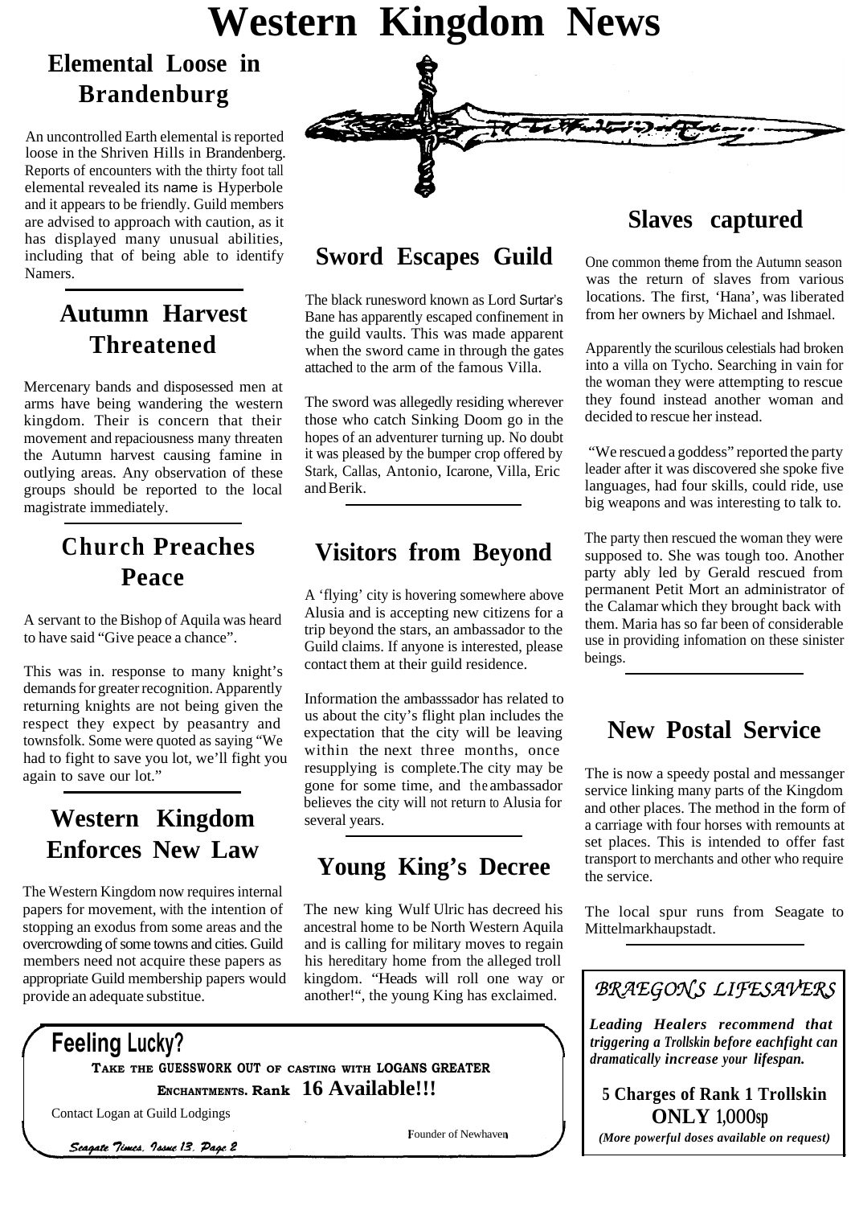# Western Kingdom News

## Elemental Loose in Brandenburg

An uncontrolled Earth elemental is reported loose in the Shriven Hills in Brandenberg. Reports of encounters with the thirty foot tall elemental revealed its name is Hyperbole and it appears to be friendly. Guild members are advised to approach with caution, as it has displayed many unusual abilities, including that of being able to identify Namers.

## Autumn Harvest Threatened

Mercenary bands and disposessed men at arms have being wandering the western kingdom. Their is concern that their movement and repaciousness many threaten the Autumn harvest causing famine in outlying areas. Any observation of these groups should be reported to the local magistrate immediately.

## Church Preaches Peace

A servant to the Bishop of Aquila was heard to have said "Give peace a chance".

This was in. response to many knight's demands for greater recognition. Apparently returning knights are not being given the respect they expect by peasantry and townsfolk. Some were quoted as saying "We had to fight to save you lot, we'll fight you again to save our lot."

## Western Kingdom Enforces New Law

The Western Kingdom now requires internal papers for movement, with the intention of stopping an exodus from some areas and the overcrowding of some towns and cities. Guild members need not acquire these papers as appropriate Guild membership papers would provide an adequate substitue.

## Sword Escapes Guild

The black runesword known as Lord Surtar's Bane has apparently escaped confinement in the guild vaults. This was made apparent when the sword came in through the gates attached to the arm of the famous Villa.

The sword was allegedly residing wherever those who catch Sinking Doom go in the hopes of an adventurer turning up. No doubt it was pleased by the bumper crop offered by Stark, Callas, Antonio, Icarone, Villa, Eric and Berik.

## Visitors from Beyond

A 'flying' city is hovering somewhere above Alusia and is accepting new citizens for a trip beyond the stars, an ambassador to the Guild claims. If anyone is interested, please contact them at their guild residence.

Information the ambasssador has related to us about the city's flight plan includes the expectation that the city will be leaving within the next three months, once resupplying is complete.The city may be gone for some time, and the ambassador believes the city will not return to Alusia for several years.

## Young King's Decree

The new king Wulf Ulric has decreed his ancestral home to be North Western Aquila and is calling for military moves to regain his hereditary home from the alleged troll kingdom. "Heads will roll one way or another!", the young King has exclaimed.

## Slaves captured

One common theme from the Autumn season was the return of slaves from various locations. The first, 'Hana', was liberated from her owners by Michael and Ishmael.

Apparently the scurilous celestials had broken into a villa on Tycho. Searching in vain for the woman they were attempting to rescue they found instead another woman and decided to rescue her instead.

"We rescued a goddess" reported the party leader after it was discovered she spoke five languages, had four skills, could ride, use big weapons and was interesting to talk to.

The party then rescued the woman they were supposed to. She was tough too. Another party ably led by Gerald rescued from permanent Petit Mort an administrator of the Calamar which they brought back with them. Maria has so far been of considerable use in providing infomation on these sinister beings.

## New Postal Service

The is now a speedy postal and messanger service linking many parts of the Kingdom and other places. The method in the form of a carriage with four horses with remounts at set places. This is intended to offer fast transport to merchants and other who require the service.

The local spur runs from Seagate to Mittelmarkhaupstadt.

---

**Feeling Lucky?**

**TAKE THE GUESSWORK OUT OF CASTING WITH LOGANS GREATER ENCHANTMENTS. Rank 16 Available!!!**

Contact Logan at Guild Lodgings

Founder of Newhaven

---

*BRAEGONS LIFESAVERS*

***Leading Healers recommend that triggering a Trollskin before eachfight can dramatically increase your lifespan.***

**5 Charges of Rank 1 Trollskin ONLY 1,000sp**

***(More powerful doses available on request)***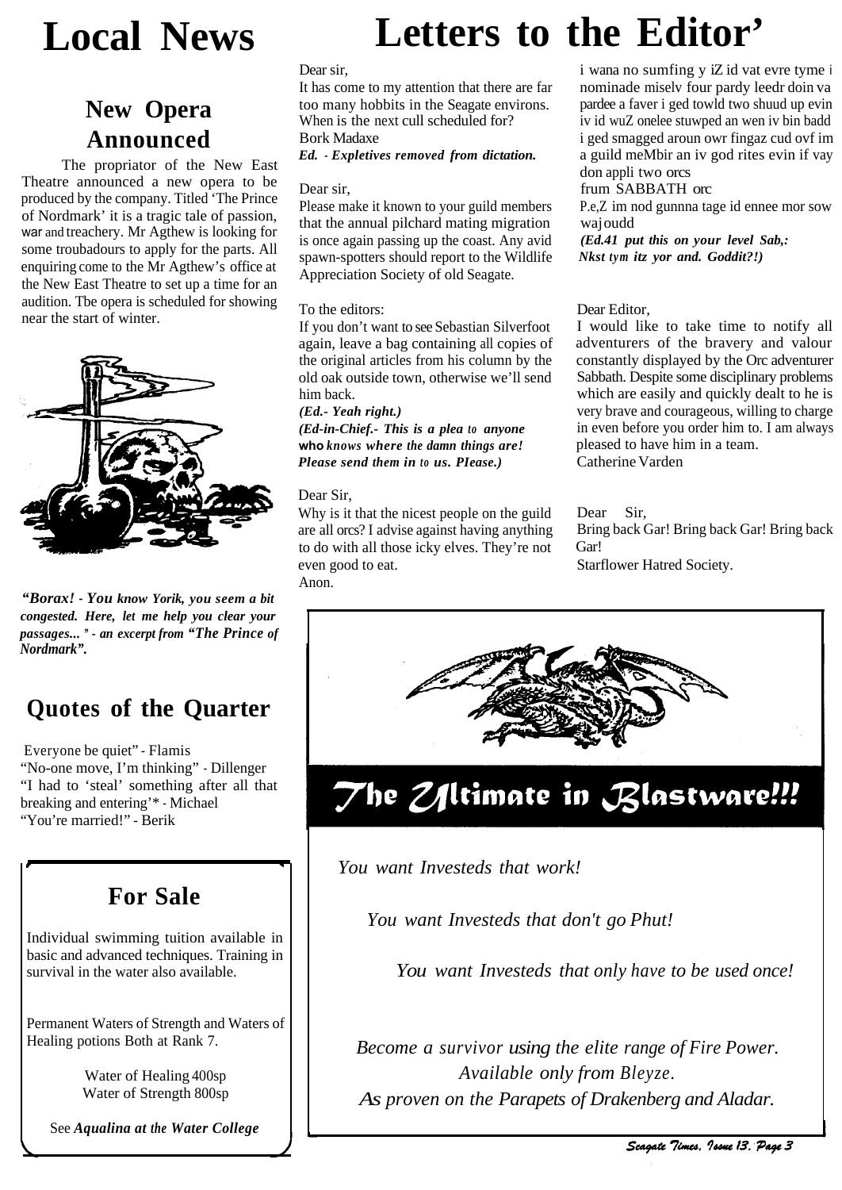# Local News

## New Opera Announced

The propriator of the New East Theatre announced a new opera to be produced by the company. Titled 'The Prince of Nordmark' it is a tragic tale of passion, war and treachery. Mr Agthew is looking for some troubadours to apply for the parts. All enquiring come to the Mr Agthew's office at the New East Theatre to set up a time for an audition. Tbe opera is scheduled for showing near the start of winter.

*"Borax! - You know Yorik, you seem a bit congested. Here, let me help you clear your passages... " - an excerpt from "The Prince of Nordmark".*

## Quotes of the Quarter

Everyone be quiet" - Flamis
"No-one move, I'm thinking" - Dillenger
"I had to 'steal' something after all that breaking and entering'* - Michael
"You're married!" - Berik

## For Sale

Individual swimming tuition available in basic and advanced techniques. Training in survival in the water also available.

Permanent Waters of Strength and Waters of Healing potions Both at Rank 7.

Water of Healing 400sp
Water of Strength 800sp

See *Aqualina at the Water College*

# Letters to the Editor'

Dear sir,
It has come to my attention that there are far too many hobbits in the Seagate environs. When is the next cull scheduled for?
Bork Madaxe
*Ed. - Expletives removed from dictation.*

Dear sir,
Please make it known to your guild members that the annual pilchard mating migration is once again passing up the coast. Any avid spawn-spotters should report to the Wildlife Appreciation Society of old Seagate.

To the editors:
If you don't want to see Sebastian Silverfoot again, leave a bag containing all copies of the original articles from his column by the old oak outside town, otherwise we'll send him back.
*(Ed.- Yeah right.)*
*(Ed-in-Chief.- This is a plea to anyone who knows where the damn things are! Please send them in to us. PIease.)*

Dear Sir,
Why is it that the nicest people on the guild are all orcs? I advise against having anything to do with all those icky elves. They're not even good to eat.
Anon.

i wana no sumfing y iZ id vat evre tyme i nominade miselv four pardy leedr doin va pardee a faver i ged towld two shuud up evin iv id wuZ onelee stuwped an wen iv bin badd i ged smagged aroun owr fingaz cud ovf im a guild meMbir an iv god rites evin if vay don appli two orcs
frum SABBATH orc
P.e,Z im nod gunnna tage id ennee mor sow waj oudd
*(Ed.41 put this on your level Sab,: Nkst tym itz yor and. Goddit?!)*

Dear Editor,
I would like to take time to notify all adventurers of the bravery and valour constantly displayed by the Orc adventurer Sabbath. Despite some disciplinary problems which are easily and quickly dealt to he is very brave and courageous, willing to charge in even before you order him to. I am always pleased to have him in a team.
Catherine Varden

Dear Sir,
Bring back Gar! Bring back Gar! Bring back Gar!
Starflower Hatred Society.

## The Ultimate in Blastware!!!

*You want Investeds that work!*

*You want Investeds that don't go Phut!*

*You want Investeds that only have to be used once!*

*Become a survivor using the elite range of Fire Power.*
*Available only from Bleyze.*
*As proven on the Parapets of Drakenberg and Aladar.*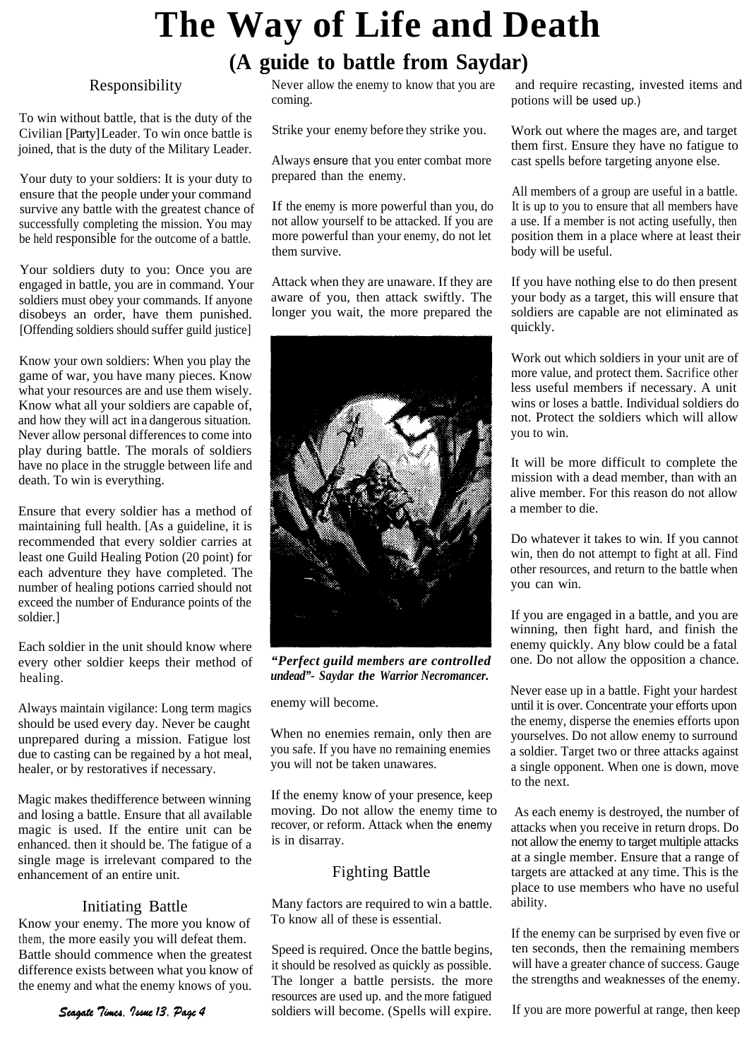# The Way of Life and Death

## (A guide to battle from Saydar)

### Responsibility

To win without battle, that is the duty of the Civilian [Party] Leader. To win once battle is joined, that is the duty of the Military Leader.

Your duty to your soldiers: It is your duty to ensure that the people under your command survive any battle with the greatest chance of successfully completing the mission. You may be held responsible for the outcome of a battle.

Your soldiers duty to you: Once you are engaged in battle, you are in command. Your soldiers must obey your commands. If anyone disobeys an order, have them punished. [Offending soldiers should suffer guild justice]

Know your own soldiers: When you play the game of war, you have many pieces. Know what your resources are and use them wisely. Know what all your soldiers are capable of, and how they will act in a dangerous situation. Never allow personal differences to come into play during battle. The morals of soldiers have no place in the struggle between life and death. To win is everything.

Ensure that every soldier has a method of maintaining full health. [As a guideline, it is recommended that every soldier carries at least one Guild Healing Potion (20 point) for each adventure they have completed. The number of healing potions carried should not exceed the number of Endurance points of the soldier.]

Each soldier in the unit should know where every other soldier keeps their method of healing.

Always maintain vigilance: Long term magics should be used every day. Never be caught unprepared during a mission. Fatigue lost due to casting can be regained by a hot meal, healer, or by restoratives if necessary.

Magic makes thedifference between winning and losing a battle. Ensure that all available magic is used. If the entire unit can be enhanced. then it should be. The fatigue of a single mage is irrelevant compared to the enhancement of an entire unit.

### Initiating Battle

Know your enemy. The more you know of them, the more easily you will defeat them. Battle should commence when the greatest difference exists between what you know of the enemy and what the enemy knows of you.

Never allow the enemy to know that you are coming.

Strike your enemy before they strike you.

Always ensure that you enter combat more prepared than the enemy.

If the enemy is more powerful than you, do not allow yourself to be attacked. If you are more powerful than your enemy, do not let them survive.

Attack when they are unaware. If they are aware of you, then attack swiftly. The longer you wait, the more prepared the enemy will become.

*"Perfect guild members are controlled undead"- Saydar the Warrior Necromancer.*

When no enemies remain, only then are you safe. If you have no remaining enemies you will not be taken unawares.

If the enemy know of your presence, keep moving. Do not allow the enemy time to recover, or reform. Attack when the enemy is in disarray.

### Fighting Battle

Many factors are required to win a battle. To know all of these is essential.

Speed is required. Once the battle begins, it should be resolved as quickly as possible. The longer a battle persists. the more resources are used up. and the more fatigued soldiers will become. (Spells will expire and require recasting, invested items and potions will be used up.)

Work out where the mages are, and target them first. Ensure they have no fatigue to cast spells before targeting anyone else.

All members of a group are useful in a battle. It is up to you to ensure that all members have a use. If a member is not acting usefully, then position them in a place where at least their body will be useful.

If you have nothing else to do then present your body as a target, this will ensure that soldiers are capable are not eliminated as quickly.

Work out which soldiers in your unit are of more value, and protect them. Sacrifice other less useful members if necessary. A unit wins or loses a battle. Individual soldiers do not. Protect the soldiers which will allow you to win.

It will be more difficult to complete the mission with a dead member, than with an alive member. For this reason do not allow a member to die.

Do whatever it takes to win. If you cannot win, then do not attempt to fight at all. Find other resources, and return to the battle when you can win.

If you are engaged in a battle, and you are winning, then fight hard, and finish the enemy quickly. Any blow could be a fatal one. Do not allow the opposition a chance.

Never ease up in a battle. Fight your hardest until it is over. Concentrate your efforts upon the enemy, disperse the enemies efforts upon yourselves. Do not allow enemy to surround a soldier. Target two or three attacks against a single opponent. When one is down, move to the next.

As each enemy is destroyed, the number of attacks when you receive in return drops. Do not allow the enemy to target multiple attacks at a single member. Ensure that a range of targets are attacked at any time. This is the place to use members who have no useful ability.

If the enemy can be surprised by even five or ten seconds, then the remaining members will have a greater chance of success. Gauge the strengths and weaknesses of the enemy.

If you are more powerful at range, then keep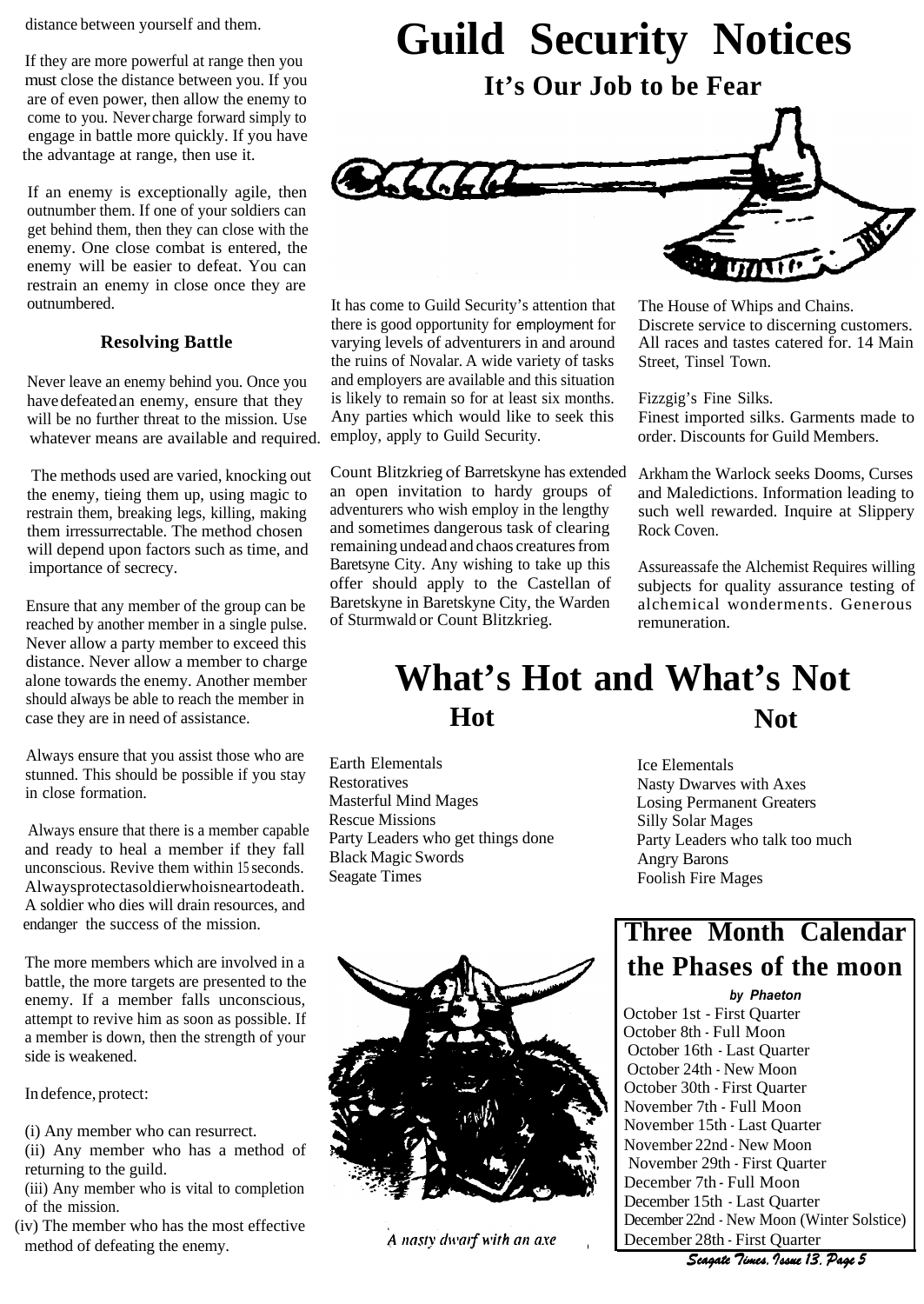distance between yourself and them.

If they are more powerful at range then you must close the distance between you. If you are of even power, then allow the enemy to come to you. Never charge forward simply to engage in battle more quickly. If you have the advantage at range, then use it.

If an enemy is exceptionally agile, then outnumber them. If one of your soldiers can get behind them, then they can close with the enemy. One close combat is entered, the enemy will be easier to defeat. You can restrain an enemy in close once they are outnumbered.

### Resolving Battle

Never leave an enemy behind you. Once you have defeated an enemy, ensure that they will be no further threat to the mission. Use whatever means are available and required.

The methods used are varied, knocking out the enemy, tieing them up, using magic to restrain them, breaking legs, killing, making them irressurrectable. The method chosen will depend upon factors such as time, and importance of secrecy.

Ensure that any member of the group can be reached by another member in a single pulse. Never allow a party member to exceed this distance. Never allow a member to charge alone towards the enemy. Another member should always be able to reach the member in case they are in need of assistance.

Always ensure that you assist those who are stunned. This should be possible if you stay in close formation.

Always ensure that there is a member capable and ready to heal a member if they fall unconscious. Revive them within 15 seconds. Alwaysprotectasoldierwhoisneartodeath. A soldier who dies will drain resources, and endanger the success of the mission.

The more members which are involved in a battle, the more targets are presented to the enemy. If a member falls unconscious, attempt to revive him as soon as possible. If a member is down, then the strength of your side is weakened.

In defence, protect:

(i) Any member who can resurrect.
(ii) Any member who has a method of returning to the guild.
(iii) Any member who is vital to completion of the mission.
(iv) The member who has the most effective method of defeating the enemy.

# Guild Security Notices

## It's Our Job to be Fear

It has come to Guild Security's attention that there is good opportunity for employment for varying levels of adventurers in and around the ruins of Novalar. A wide variety of tasks and employers are available and this situation is likely to remain so for at least six months. Any parties which would like to seek this employ, apply to Guild Security.

Count Blitzkrieg of Barretskyne has extended an open invitation to hardy groups of adventurers who wish employ in the lengthy and sometimes dangerous task of clearing remaining undead and chaos creatures from Baretsyne City. Any wishing to take up this offer should apply to the Castellan of Baretskyne in Baretskyne City, the Warden of Sturmwald or Count Blitzkrieg.

The House of Whips and Chains.
Discrete service to discerning customers. All races and tastes catered for. 14 Main Street, Tinsel Town.

Fizzgig's Fine Silks.
Finest imported silks. Garments made to order. Discounts for Guild Members.

Arkham the Warlock seeks Dooms, Curses and Maledictions. Information leading to such well rewarded. Inquire at Slippery Rock Coven.

Assureassafe the Alchemist Requires willing subjects for quality assurance testing of alchemical wonderments. Generous remuneration.

# What's Hot and What's Not

| Hot | Not |
|---|---|
| Earth Elementals | Ice Elementals |
| Restoratives | Nasty Dwarves with Axes |
| Masterful Mind Mages | Losing Permanent Greaters |
| Rescue Missions | Silly Solar Mages |
| Party Leaders who get things done | Party Leaders who talk too much |
| Black Magic Swords | Angry Barons |
| Seagate Times | Foolish Fire Mages |

*A nasty dwarf with an axe*

## Three Month Calendar the Phases of the moon

***by Phaeton***

October 1st - First Quarter
October 8th - Full Moon
October 16th - Last Quarter
October 24th - New Moon
October 30th - First Quarter
November 7th - Full Moon
November 15th - Last Quarter
November 22nd - New Moon
November 29th - First Quarter
December 7th - Full Moon
December 15th - Last Quarter
December 22nd - New Moon (Winter Solstice)
December 28th - First Quarter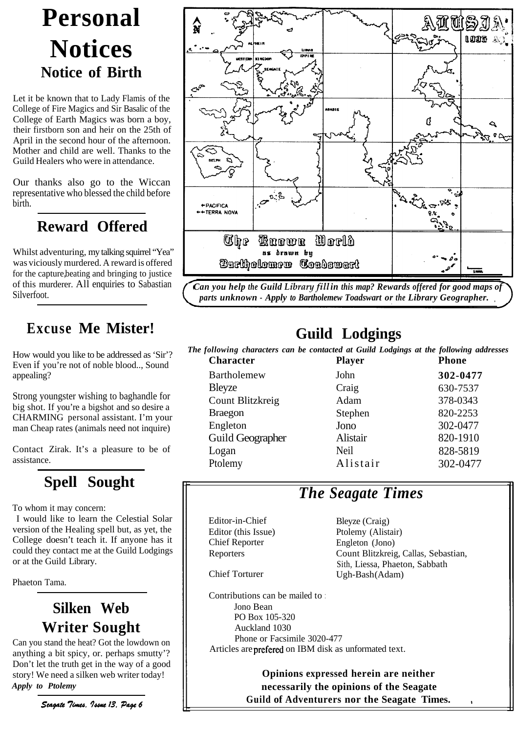# Personal Notices

## Notice of Birth

Let it be known that to Lady Flamis of the College of Fire Magics and Sir Basalic of the College of Earth Magics was born a boy, their firstborn son and heir on the 25th of April in the second hour of the afternoon. Mother and child are well. Thanks to the Guild Healers who were in attendance.

Our thanks also go to the Wiccan representative who blessed the child before birth.

## Reward Offered

Whilst adventuring, my talking squirrel "Yea" was viciously murdered. A reward is offered for the capture,beating and bringing to justice of this murderer. All enquiries to Sabastian Silverfoot.

## Excuse Me Mister!

How would you like to be addressed as 'Sir'? Even if you're not of noble blood.., Sound appealing?

Strong youngster wishing to baghandle for big shot. If you're a bigshot and so desire a CHARMING personal assistant. I'm your man Cheap rates (animals need not inquire)

Contact Zirak. It's a pleasure to be of assistance.

## Spell Sought

To whom it may concern:

I would like to learn the Celestial Solar version of the Healing spell but, as yet, the College doesn't teach it. If anyone has it could they contact me at the Guild Lodgings or at the Guild Library.

Phaeton Tama.

## Silken Web Writer Sought

Can you stand the heat? Got the lowdown on anything a bit spicy, or. perhaps smutty'? Don't let the truth get in the way of a good story! We need a silken web writer today!

***Apply to Ptolemy***

ALUSIA 1995

ALPHEIM
LIONAR EMPIRE
WESTERN KINGDOM
SEAGATE
ARABIE
DELPH
←PACIFICA
←←TERRA NOVA

The Known World
as drawn by
Bartholomew Toadswart

***Can you help the Guild Library fill in this map? Rewards offered for good maps of parts unknown - Apply to Bartholemew Toadswart or the Library Geographer.***

## Guild Lodgings

***The following characters can be contacted at Guild Lodgings at the following addresses***

| Character | Player | Phone |
|---|---|---|
| Bartholemew | John | 302-0477 |
| Bleyze | Craig | 630-7537 |
| Count Blitzkreig | Adam | 378-0343 |
| Braegon | Stephen | 820-2253 |
| Engleton | Jono | 302-0477 |
| Guild Geographer | Alistair | 820-1910 |
| Logan | Neil | 828-5819 |
| Ptolemy | Alistair | 302-0477 |

## *The Seagate Times*

| | |
|---|---|
| Editor-in-Chief | Bleyze (Craig) |
| Editor (this Issue) | Ptolemy (Alistair) |
| Chief Reporter | Engleton (Jono) |
| Reporters | Count Blitzkreig, Callas, Sebastian, Sith, Liessa, Phaeton, Sabbath |
| Chief Torturer | Ugh-Bash(Adam) |

Contributions can be mailed to :

Jono Bean
PO Box 105-320
Auckland 1030
Phone or Facsimile 3020-477

Articles are prefered on IBM disk as unformated text.

**Opinions expressed herein are neither necessarily the opinions of the Seagate Guild of Adventurers nor the Seagate Times.**